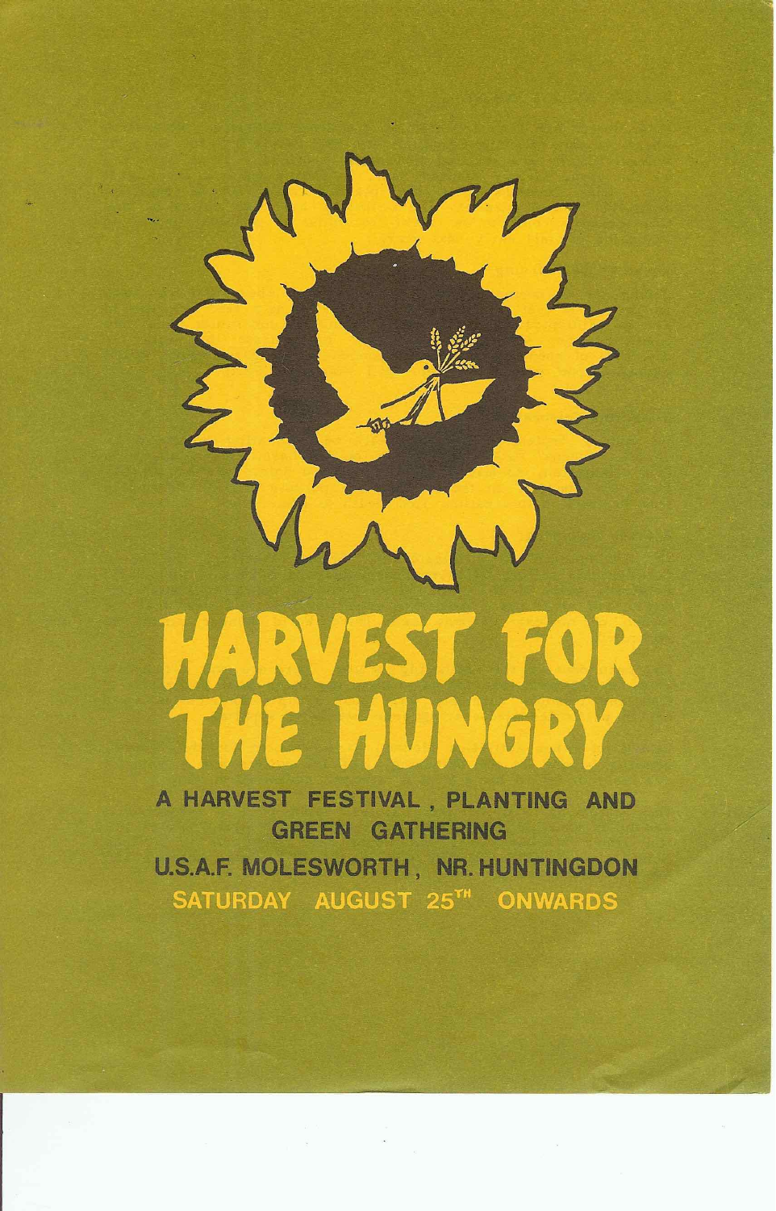# HARVEST FOR THE HUNGRY

**A HARVEST FESTIVAL, PLANTING AND GREEN GATHERING**

**U.S.A.F. MOLESWORTH, NR. HUNTINGDON**

**SATURDAY AUGUST 25TH ONWARDS**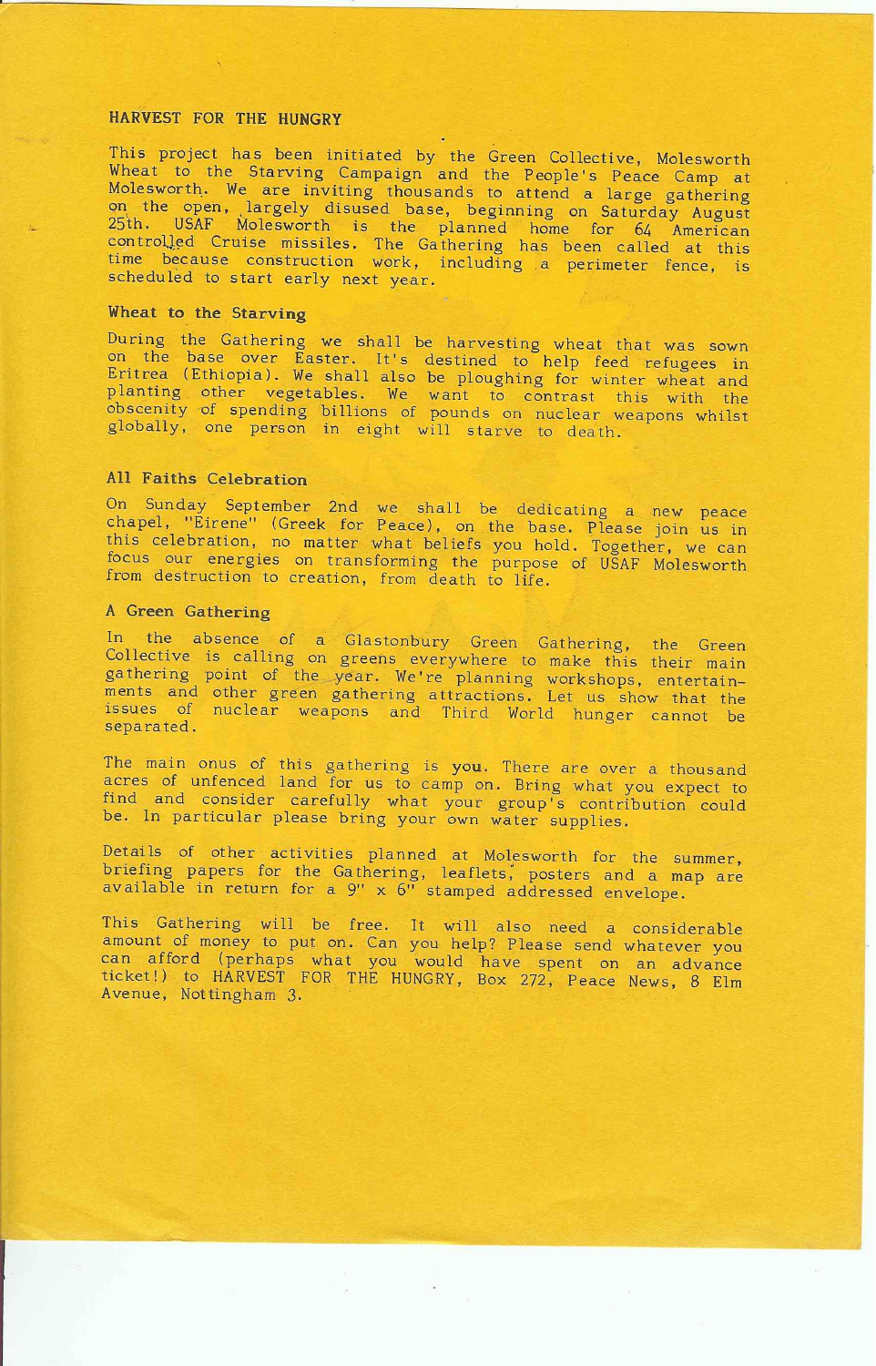## HARVEST FOR THE HUNGRY

This project has been initiated by the Green Collective, Molesworth Wheat to the Starving Campaign and the People's Peace Camp at Molesworth. We are inviting thousands to attend a large gathering on the open, largely disused base, beginning on Saturday August 25th. USAF Molesworth is the planned home for 64 American controlled Cruise missiles. The Gathering has been called at this time because construction work, including a perimeter fence, is scheduled to start early next year.

### Wheat to the Starving

During the Gathering we shall be harvesting wheat that was sown on the base over Easter. It's destined to help feed refugees in Eritrea (Ethiopia). We shall also be ploughing for winter wheat and planting other vegetables. We want to contrast this with the obscenity of spending billions of pounds on nuclear weapons whilst globally, one person in eight will starve to death.

### All Faiths Celebration

On Sunday September 2nd we shall be dedicating a new peace chapel, "Eirene" (Greek for Peace), on the base. Please join us in this celebration, no matter what beliefs you hold. Together, we can focus our energies on transforming the purpose of USAF Molesworth from destruction to creation, from death to life.

### A Green Gathering

In the absence of a Glastonbury Green Gathering, the Green Collective is calling on greens everywhere to make this their main gathering point of the year. We're planning workshops, entertainments and other green gathering attractions. Let us show that the issues of nuclear weapons and Third World hunger cannot be separated.

The main onus of this gathering is **you**. There are over a thousand acres of unfenced land for us to camp on. Bring what you expect to find and consider carefully what your group's contribution could be. In particular please bring your own water supplies.

Details of other activities planned at Molesworth for the summer, briefing papers for the Gathering, leaflets, posters and a map are available in return for a 9" x 6" stamped addressed envelope.

This Gathering will be free. It will also need a considerable amount of money to put on. Can you help? Please send whatever you can afford (perhaps what you would have spent on an advance ticket!) to HARVEST FOR THE HUNGRY, Box 272, Peace News, 8 Elm Avenue, Nottingham 3.